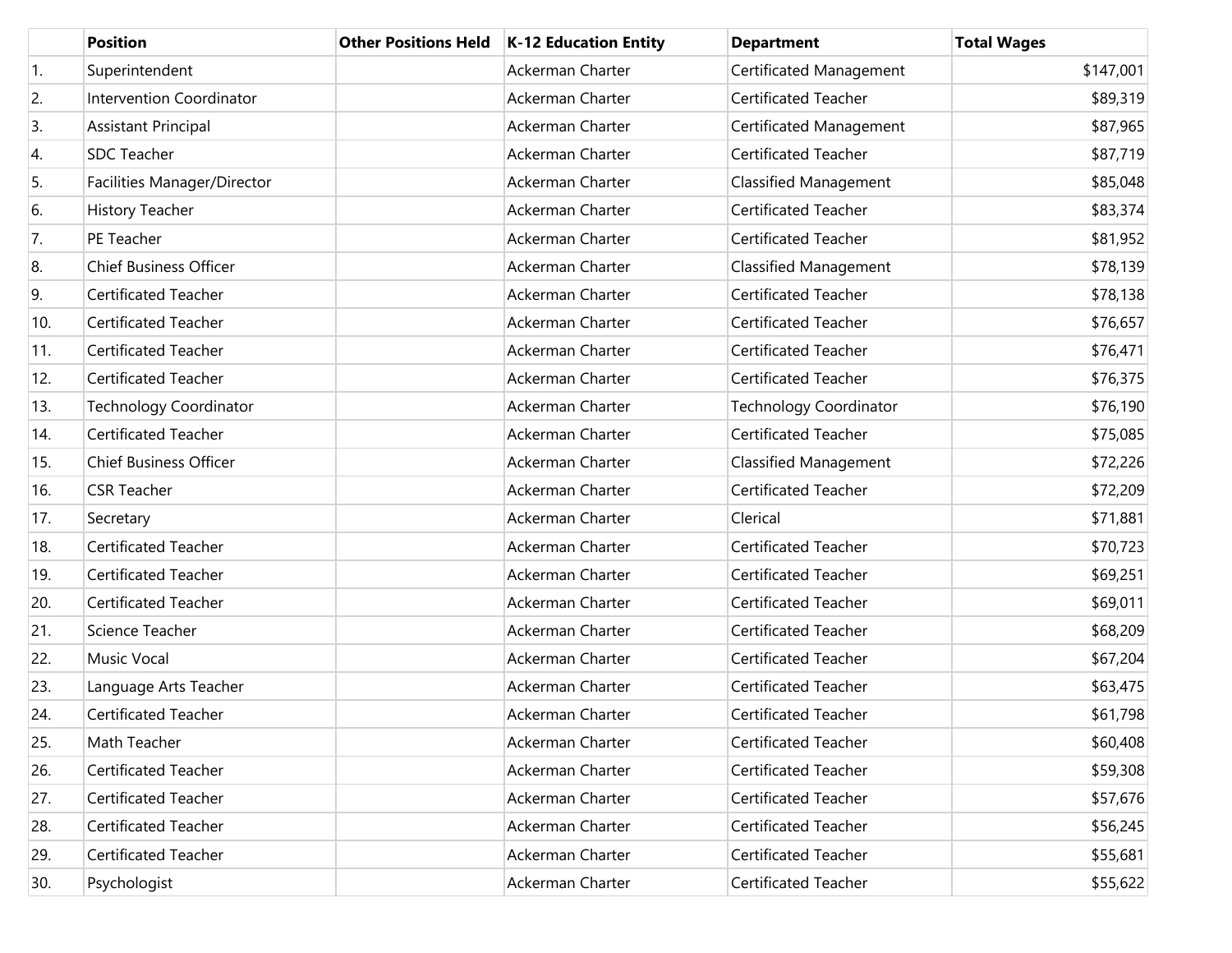| | Position | Other Positions Held | K-12 Education Entity | Department | Total Wages |
|---|---|---|---|---|---|
| 1. | Superintendent | | Ackerman Charter | Certificated Management | $147,001 |
| 2. | Intervention Coordinator | | Ackerman Charter | Certificated Teacher | $89,319 |
| 3. | Assistant Principal | | Ackerman Charter | Certificated Management | $87,965 |
| 4. | SDC Teacher | | Ackerman Charter | Certificated Teacher | $87,719 |
| 5. | Facilities Manager/Director | | Ackerman Charter | Classified Management | $85,048 |
| 6. | History Teacher | | Ackerman Charter | Certificated Teacher | $83,374 |
| 7. | PE Teacher | | Ackerman Charter | Certificated Teacher | $81,952 |
| 8. | Chief Business Officer | | Ackerman Charter | Classified Management | $78,139 |
| 9. | Certificated Teacher | | Ackerman Charter | Certificated Teacher | $78,138 |
| 10. | Certificated Teacher | | Ackerman Charter | Certificated Teacher | $76,657 |
| 11. | Certificated Teacher | | Ackerman Charter | Certificated Teacher | $76,471 |
| 12. | Certificated Teacher | | Ackerman Charter | Certificated Teacher | $76,375 |
| 13. | Technology Coordinator | | Ackerman Charter | Technology Coordinator | $76,190 |
| 14. | Certificated Teacher | | Ackerman Charter | Certificated Teacher | $75,085 |
| 15. | Chief Business Officer | | Ackerman Charter | Classified Management | $72,226 |
| 16. | CSR Teacher | | Ackerman Charter | Certificated Teacher | $72,209 |
| 17. | Secretary | | Ackerman Charter | Clerical | $71,881 |
| 18. | Certificated Teacher | | Ackerman Charter | Certificated Teacher | $70,723 |
| 19. | Certificated Teacher | | Ackerman Charter | Certificated Teacher | $69,251 |
| 20. | Certificated Teacher | | Ackerman Charter | Certificated Teacher | $69,011 |
| 21. | Science Teacher | | Ackerman Charter | Certificated Teacher | $68,209 |
| 22. | Music Vocal | | Ackerman Charter | Certificated Teacher | $67,204 |
| 23. | Language Arts Teacher | | Ackerman Charter | Certificated Teacher | $63,475 |
| 24. | Certificated Teacher | | Ackerman Charter | Certificated Teacher | $61,798 |
| 25. | Math Teacher | | Ackerman Charter | Certificated Teacher | $60,408 |
| 26. | Certificated Teacher | | Ackerman Charter | Certificated Teacher | $59,308 |
| 27. | Certificated Teacher | | Ackerman Charter | Certificated Teacher | $57,676 |
| 28. | Certificated Teacher | | Ackerman Charter | Certificated Teacher | $56,245 |
| 29. | Certificated Teacher | | Ackerman Charter | Certificated Teacher | $55,681 |
| 30. | Psychologist | | Ackerman Charter | Certificated Teacher | $55,622 |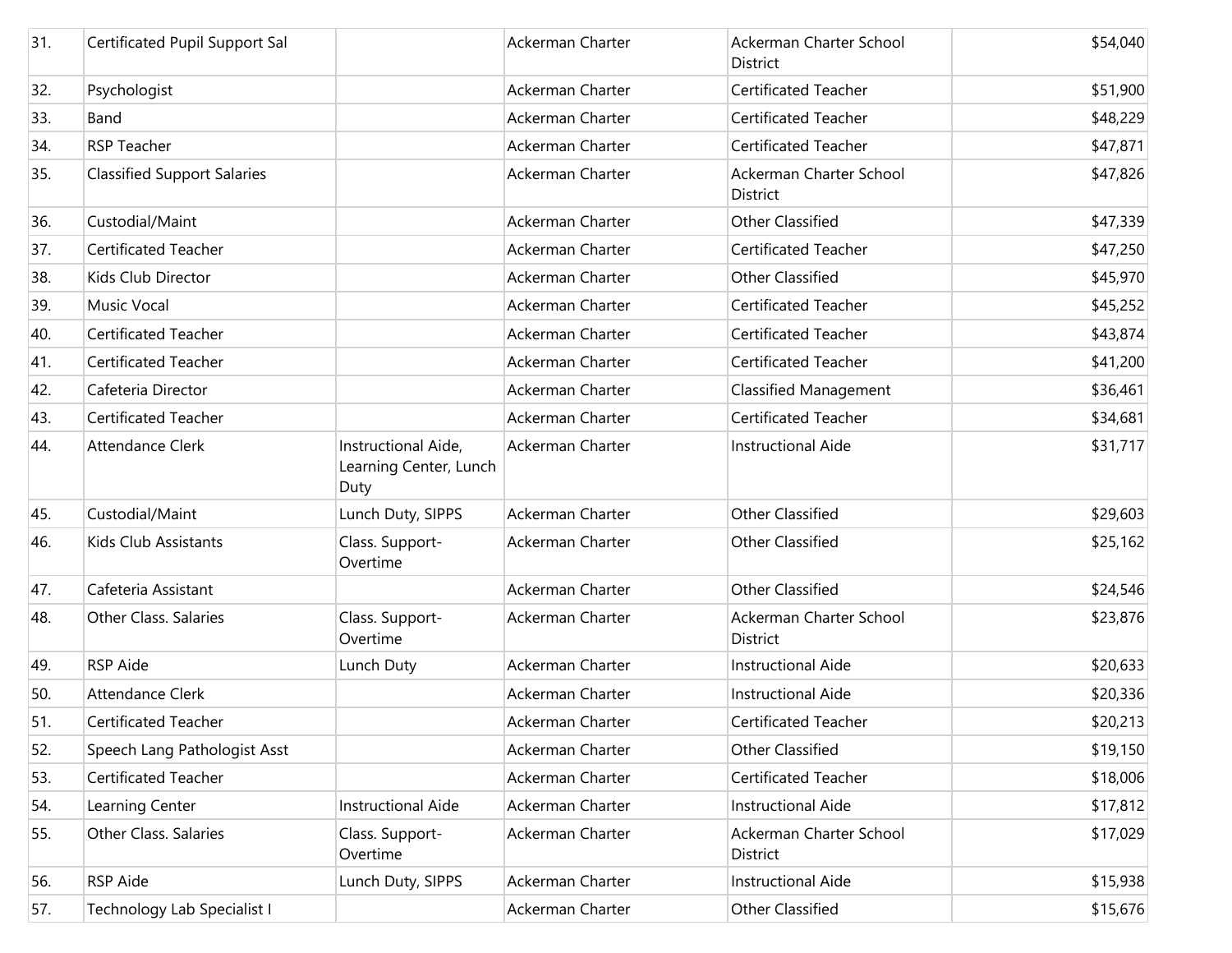| | | | | | |
|---|---|---|---|---|---|
| 31. | Certificated Pupil Support Sal | | Ackerman Charter | Ackerman Charter School District | $54,040 |
| 32. | Psychologist | | Ackerman Charter | Certificated Teacher | $51,900 |
| 33. | Band | | Ackerman Charter | Certificated Teacher | $48,229 |
| 34. | RSP Teacher | | Ackerman Charter | Certificated Teacher | $47,871 |
| 35. | Classified Support Salaries | | Ackerman Charter | Ackerman Charter School District | $47,826 |
| 36. | Custodial/Maint | | Ackerman Charter | Other Classified | $47,339 |
| 37. | Certificated Teacher | | Ackerman Charter | Certificated Teacher | $47,250 |
| 38. | Kids Club Director | | Ackerman Charter | Other Classified | $45,970 |
| 39. | Music Vocal | | Ackerman Charter | Certificated Teacher | $45,252 |
| 40. | Certificated Teacher | | Ackerman Charter | Certificated Teacher | $43,874 |
| 41. | Certificated Teacher | | Ackerman Charter | Certificated Teacher | $41,200 |
| 42. | Cafeteria Director | | Ackerman Charter | Classified Management | $36,461 |
| 43. | Certificated Teacher | | Ackerman Charter | Certificated Teacher | $34,681 |
| 44. | Attendance Clerk | Instructional Aide, Learning Center, Lunch Duty | Ackerman Charter | Instructional Aide | $31,717 |
| 45. | Custodial/Maint | Lunch Duty, SIPPS | Ackerman Charter | Other Classified | $29,603 |
| 46. | Kids Club Assistants | Class. Support-Overtime | Ackerman Charter | Other Classified | $25,162 |
| 47. | Cafeteria Assistant | | Ackerman Charter | Other Classified | $24,546 |
| 48. | Other Class. Salaries | Class. Support-Overtime | Ackerman Charter | Ackerman Charter School District | $23,876 |
| 49. | RSP Aide | Lunch Duty | Ackerman Charter | Instructional Aide | $20,633 |
| 50. | Attendance Clerk | | Ackerman Charter | Instructional Aide | $20,336 |
| 51. | Certificated Teacher | | Ackerman Charter | Certificated Teacher | $20,213 |
| 52. | Speech Lang Pathologist Asst | | Ackerman Charter | Other Classified | $19,150 |
| 53. | Certificated Teacher | | Ackerman Charter | Certificated Teacher | $18,006 |
| 54. | Learning Center | Instructional Aide | Ackerman Charter | Instructional Aide | $17,812 |
| 55. | Other Class. Salaries | Class. Support-Overtime | Ackerman Charter | Ackerman Charter School District | $17,029 |
| 56. | RSP Aide | Lunch Duty, SIPPS | Ackerman Charter | Instructional Aide | $15,938 |
| 57. | Technology Lab Specialist I | | Ackerman Charter | Other Classified | $15,676 |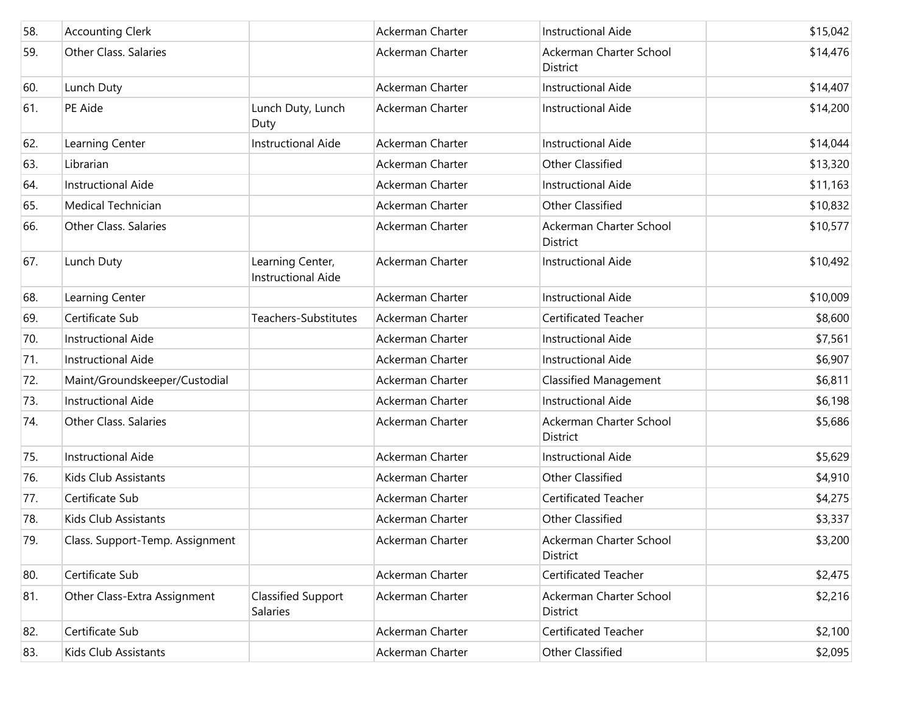| | | | | | |
|---|---|---|---|---|---|
| 58. | Accounting Clerk | | Ackerman Charter | Instructional Aide | $15,042 |
| 59. | Other Class. Salaries | | Ackerman Charter | Ackerman Charter School District | $14,476 |
| 60. | Lunch Duty | | Ackerman Charter | Instructional Aide | $14,407 |
| 61. | PE Aide | Lunch Duty, Lunch Duty | Ackerman Charter | Instructional Aide | $14,200 |
| 62. | Learning Center | Instructional Aide | Ackerman Charter | Instructional Aide | $14,044 |
| 63. | Librarian | | Ackerman Charter | Other Classified | $13,320 |
| 64. | Instructional Aide | | Ackerman Charter | Instructional Aide | $11,163 |
| 65. | Medical Technician | | Ackerman Charter | Other Classified | $10,832 |
| 66. | Other Class. Salaries | | Ackerman Charter | Ackerman Charter School District | $10,577 |
| 67. | Lunch Duty | Learning Center, Instructional Aide | Ackerman Charter | Instructional Aide | $10,492 |
| 68. | Learning Center | | Ackerman Charter | Instructional Aide | $10,009 |
| 69. | Certificate Sub | Teachers-Substitutes | Ackerman Charter | Certificated Teacher | $8,600 |
| 70. | Instructional Aide | | Ackerman Charter | Instructional Aide | $7,561 |
| 71. | Instructional Aide | | Ackerman Charter | Instructional Aide | $6,907 |
| 72. | Maint/Groundskeeper/Custodial | | Ackerman Charter | Classified Management | $6,811 |
| 73. | Instructional Aide | | Ackerman Charter | Instructional Aide | $6,198 |
| 74. | Other Class. Salaries | | Ackerman Charter | Ackerman Charter School District | $5,686 |
| 75. | Instructional Aide | | Ackerman Charter | Instructional Aide | $5,629 |
| 76. | Kids Club Assistants | | Ackerman Charter | Other Classified | $4,910 |
| 77. | Certificate Sub | | Ackerman Charter | Certificated Teacher | $4,275 |
| 78. | Kids Club Assistants | | Ackerman Charter | Other Classified | $3,337 |
| 79. | Class. Support-Temp. Assignment | | Ackerman Charter | Ackerman Charter School District | $3,200 |
| 80. | Certificate Sub | | Ackerman Charter | Certificated Teacher | $2,475 |
| 81. | Other Class-Extra Assignment | Classified Support Salaries | Ackerman Charter | Ackerman Charter School District | $2,216 |
| 82. | Certificate Sub | | Ackerman Charter | Certificated Teacher | $2,100 |
| 83. | Kids Club Assistants | | Ackerman Charter | Other Classified | $2,095 |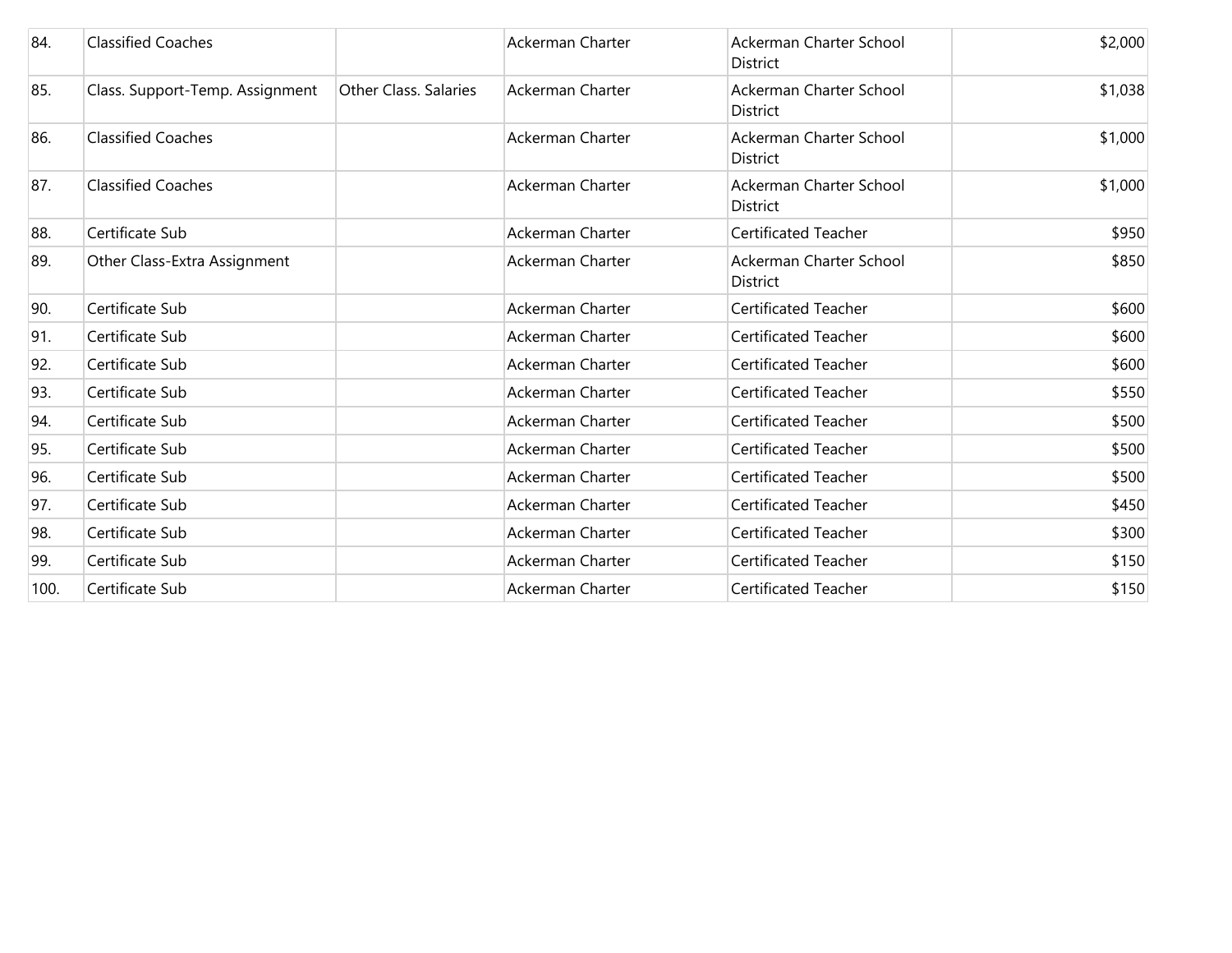| | | | | | |
|---|---|---|---|---|---|
| 84. | Classified Coaches | | Ackerman Charter | Ackerman Charter School District | $2,000 |
| 85. | Class. Support-Temp. Assignment | Other Class. Salaries | Ackerman Charter | Ackerman Charter School District | $1,038 |
| 86. | Classified Coaches | | Ackerman Charter | Ackerman Charter School District | $1,000 |
| 87. | Classified Coaches | | Ackerman Charter | Ackerman Charter School District | $1,000 |
| 88. | Certificate Sub | | Ackerman Charter | Certificated Teacher | $950 |
| 89. | Other Class-Extra Assignment | | Ackerman Charter | Ackerman Charter School District | $850 |
| 90. | Certificate Sub | | Ackerman Charter | Certificated Teacher | $600 |
| 91. | Certificate Sub | | Ackerman Charter | Certificated Teacher | $600 |
| 92. | Certificate Sub | | Ackerman Charter | Certificated Teacher | $600 |
| 93. | Certificate Sub | | Ackerman Charter | Certificated Teacher | $550 |
| 94. | Certificate Sub | | Ackerman Charter | Certificated Teacher | $500 |
| 95. | Certificate Sub | | Ackerman Charter | Certificated Teacher | $500 |
| 96. | Certificate Sub | | Ackerman Charter | Certificated Teacher | $500 |
| 97. | Certificate Sub | | Ackerman Charter | Certificated Teacher | $450 |
| 98. | Certificate Sub | | Ackerman Charter | Certificated Teacher | $300 |
| 99. | Certificate Sub | | Ackerman Charter | Certificated Teacher | $150 |
| 100. | Certificate Sub | | Ackerman Charter | Certificated Teacher | $150 |